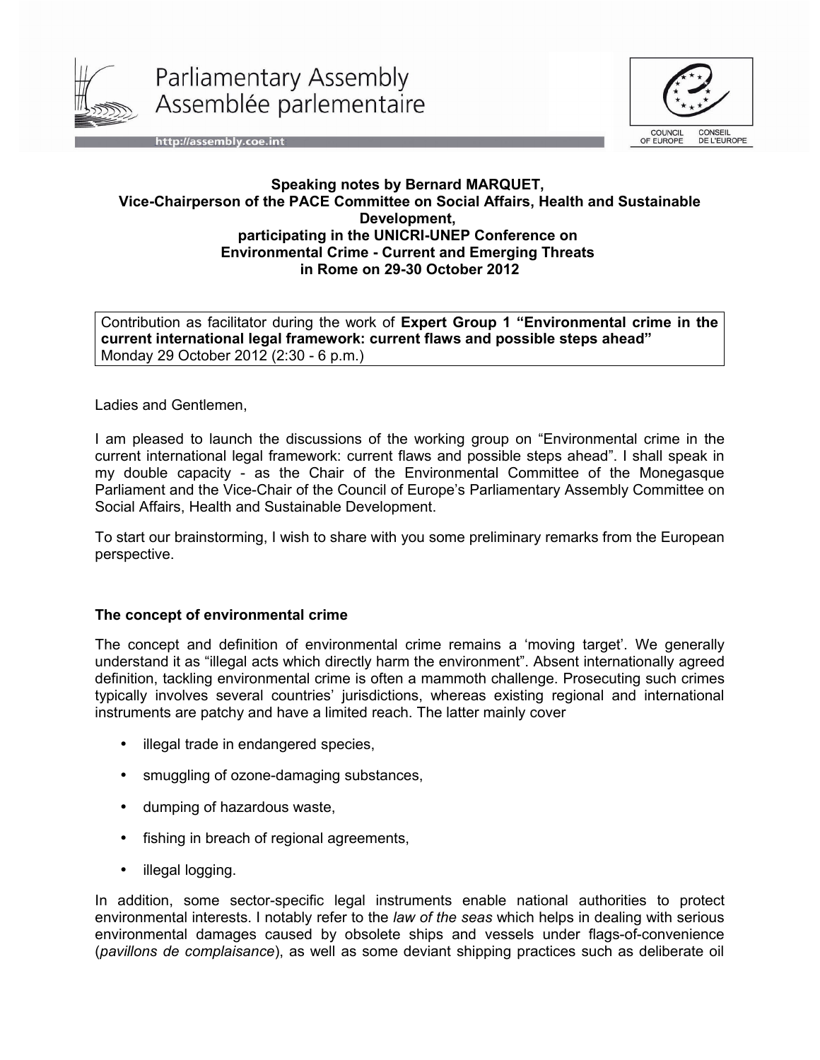Parliamentary Assembly
Assemblée parlementaire

http://assembly.coe.int

COUNCIL OF EUROPE CONSEIL DE L'EUROPE

**Speaking notes by Bernard MARQUET,**
**Vice-Chairperson of the PACE Committee on Social Affairs, Health and Sustainable Development,**
**participating in the UNICRI-UNEP Conference on**
**Environmental Crime - Current and Emerging Threats**
**in Rome on 29-30 October 2012**

Contribution as facilitator during the work of **Expert Group 1 "Environmental crime in the current international legal framework: current flaws and possible steps ahead"**
Monday 29 October 2012 (2:30 - 6 p.m.)

Ladies and Gentlemen,

I am pleased to launch the discussions of the working group on "Environmental crime in the current international legal framework: current flaws and possible steps ahead". I shall speak in my double capacity - as the Chair of the Environmental Committee of the Monegasque Parliament and the Vice-Chair of the Council of Europe's Parliamentary Assembly Committee on Social Affairs, Health and Sustainable Development.

To start our brainstorming, I wish to share with you some preliminary remarks from the European perspective.

**The concept of environmental crime**

The concept and definition of environmental crime remains a 'moving target'. We generally understand it as "illegal acts which directly harm the environment". Absent internationally agreed definition, tackling environmental crime is often a mammoth challenge. Prosecuting such crimes typically involves several countries' jurisdictions, whereas existing regional and international instruments are patchy and have a limited reach. The latter mainly cover

- illegal trade in endangered species,
- smuggling of ozone-damaging substances,
- dumping of hazardous waste,
- fishing in breach of regional agreements,
- illegal logging.

In addition, some sector-specific legal instruments enable national authorities to protect environmental interests. I notably refer to the *law of the seas* which helps in dealing with serious environmental damages caused by obsolete ships and vessels under flags-of-convenience (*pavillons de complaisance*), as well as some deviant shipping practices such as deliberate oil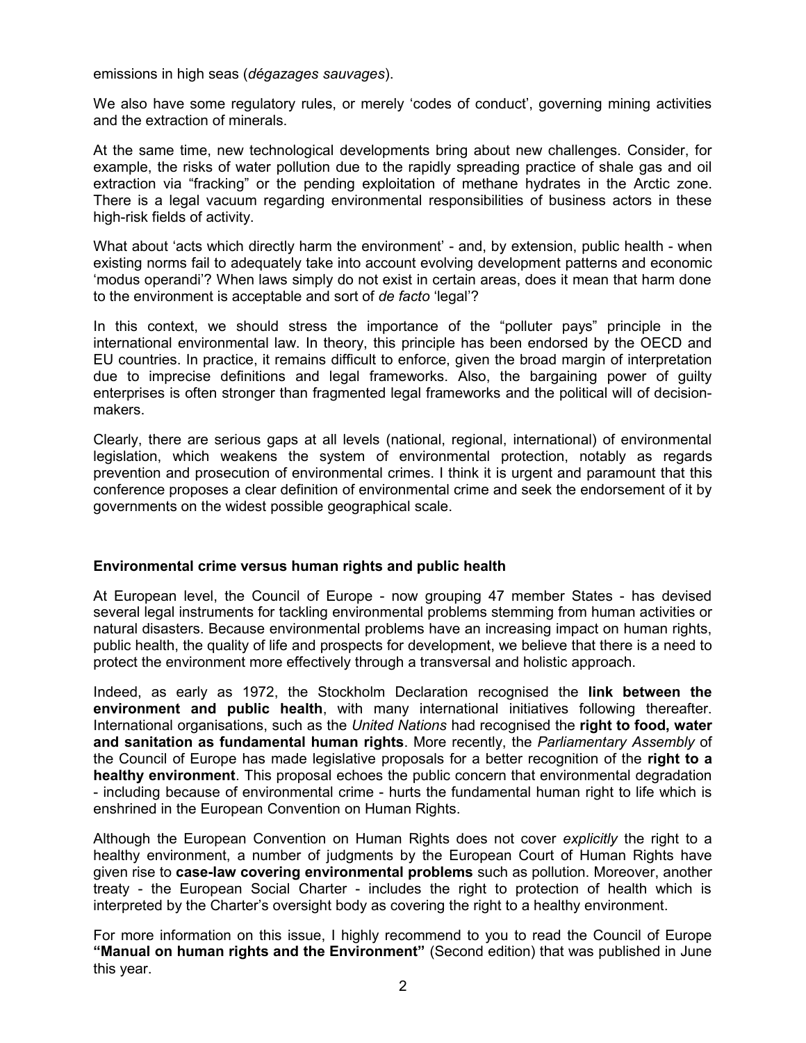emissions in high seas (*dégazages sauvages*).

We also have some regulatory rules, or merely 'codes of conduct', governing mining activities and the extraction of minerals.

At the same time, new technological developments bring about new challenges. Consider, for example, the risks of water pollution due to the rapidly spreading practice of shale gas and oil extraction via "fracking" or the pending exploitation of methane hydrates in the Arctic zone. There is a legal vacuum regarding environmental responsibilities of business actors in these high-risk fields of activity.

What about 'acts which directly harm the environment' - and, by extension, public health - when existing norms fail to adequately take into account evolving development patterns and economic 'modus operandi'? When laws simply do not exist in certain areas, does it mean that harm done to the environment is acceptable and sort of *de facto* 'legal'?

In this context, we should stress the importance of the "polluter pays" principle in the international environmental law. In theory, this principle has been endorsed by the OECD and EU countries. In practice, it remains difficult to enforce, given the broad margin of interpretation due to imprecise definitions and legal frameworks. Also, the bargaining power of guilty enterprises is often stronger than fragmented legal frameworks and the political will of decision-makers.

Clearly, there are serious gaps at all levels (national, regional, international) of environmental legislation, which weakens the system of environmental protection, notably as regards prevention and prosecution of environmental crimes. I think it is urgent and paramount that this conference proposes a clear definition of environmental crime and seek the endorsement of it by governments on the widest possible geographical scale.

**Environmental crime versus human rights and public health**

At European level, the Council of Europe - now grouping 47 member States - has devised several legal instruments for tackling environmental problems stemming from human activities or natural disasters. Because environmental problems have an increasing impact on human rights, public health, the quality of life and prospects for development, we believe that there is a need to protect the environment more effectively through a transversal and holistic approach.

Indeed, as early as 1972, the Stockholm Declaration recognised the **link between the environment and public health**, with many international initiatives following thereafter. International organisations, such as the *United Nations* had recognised the **right to food, water and sanitation as fundamental human rights**. More recently, the *Parliamentary Assembly* of the Council of Europe has made legislative proposals for a better recognition of the **right to a healthy environment**. This proposal echoes the public concern that environmental degradation - including because of environmental crime - hurts the fundamental human right to life which is enshrined in the European Convention on Human Rights.

Although the European Convention on Human Rights does not cover *explicitly* the right to a healthy environment, a number of judgments by the European Court of Human Rights have given rise to **case-law covering environmental problems** such as pollution. Moreover, another treaty - the European Social Charter - includes the right to protection of health which is interpreted by the Charter's oversight body as covering the right to a healthy environment.

For more information on this issue, I highly recommend to you to read the Council of Europe **"Manual on human rights and the Environment"** (Second edition) that was published in June this year.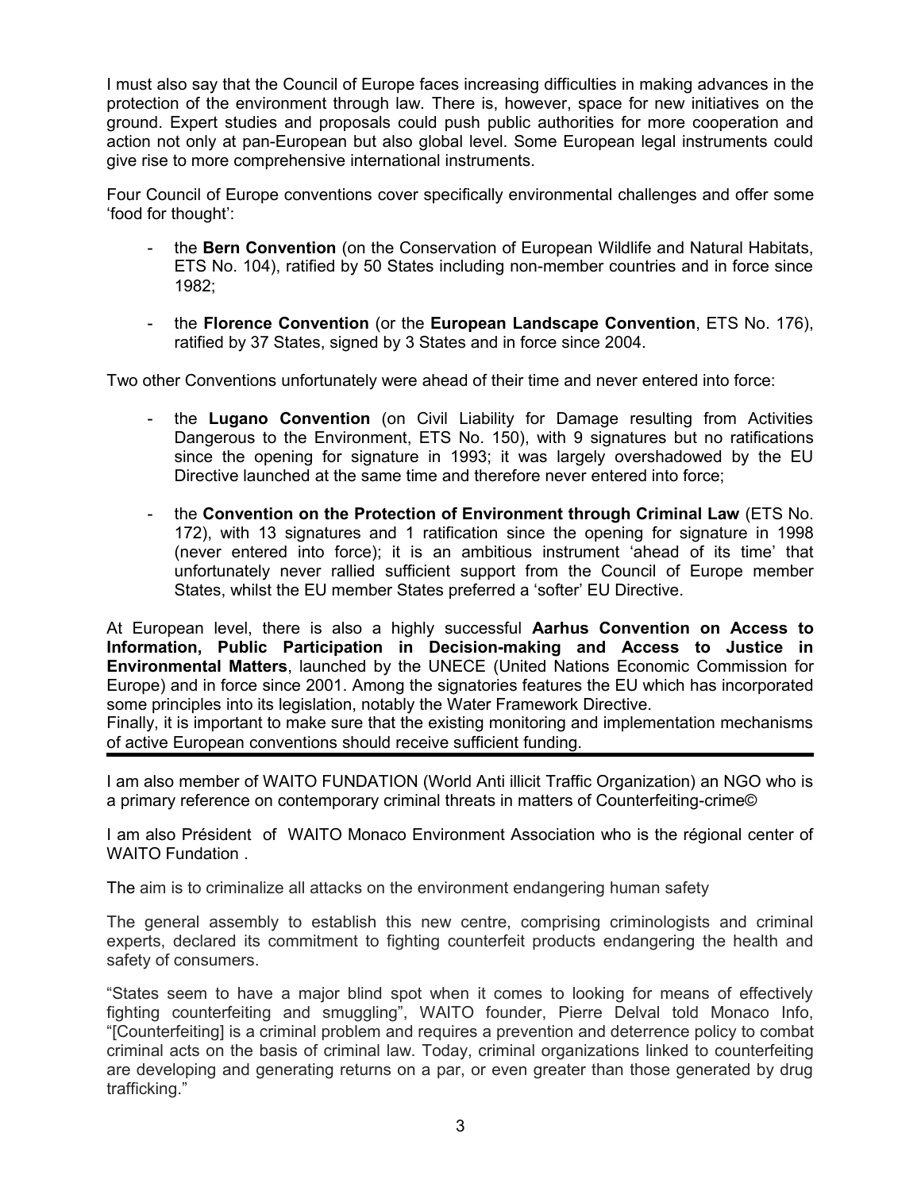I must also say that the Council of Europe faces increasing difficulties in making advances in the protection of the environment through law. There is, however, space for new initiatives on the ground. Expert studies and proposals could push public authorities for more cooperation and action not only at pan-European but also global level. Some European legal instruments could give rise to more comprehensive international instruments.

Four Council of Europe conventions cover specifically environmental challenges and offer some 'food for thought':

- the **Bern Convention** (on the Conservation of European Wildlife and Natural Habitats, ETS No. 104), ratified by 50 States including non-member countries and in force since 1982;

- the **Florence Convention** (or the **European Landscape Convention**, ETS No. 176), ratified by 37 States, signed by 3 States and in force since 2004.

Two other Conventions unfortunately were ahead of their time and never entered into force:

- the **Lugano Convention** (on Civil Liability for Damage resulting from Activities Dangerous to the Environment, ETS No. 150), with 9 signatures but no ratifications since the opening for signature in 1993; it was largely overshadowed by the EU Directive launched at the same time and therefore never entered into force;

- the **Convention on the Protection of Environment through Criminal Law** (ETS No. 172), with 13 signatures and 1 ratification since the opening for signature in 1998 (never entered into force); it is an ambitious instrument 'ahead of its time' that unfortunately never rallied sufficient support from the Council of Europe member States, whilst the EU member States preferred a 'softer' EU Directive.

At European level, there is also a highly successful **Aarhus Convention on Access to Information, Public Participation in Decision-making and Access to Justice in Environmental Matters**, launched by the UNECE (United Nations Economic Commission for Europe) and in force since 2001. Among the signatories features the EU which has incorporated some principles into its legislation, notably the Water Framework Directive.
Finally, it is important to make sure that the existing monitoring and implementation mechanisms of active European conventions should receive sufficient funding.

---

I am also member of WAITO FUNDATION (World Anti illicit Traffic Organization) an NGO who is a primary reference on contemporary criminal threats in matters of Counterfeiting-crime©

I am also Président of WAITO Monaco Environment Association who is the régional center of WAITO Fundation .

The aim is to criminalize all attacks on the environment endangering human safety

The general assembly to establish this new centre, comprising criminologists and criminal experts, declared its commitment to fighting counterfeit products endangering the health and safety of consumers.

"States seem to have a major blind spot when it comes to looking for means of effectively fighting counterfeiting and smuggling", WAITO founder, Pierre Delval told Monaco Info, "[Counterfeiting] is a criminal problem and requires a prevention and deterrence policy to combat criminal acts on the basis of criminal law. Today, criminal organizations linked to counterfeiting are developing and generating returns on a par, or even greater than those generated by drug trafficking."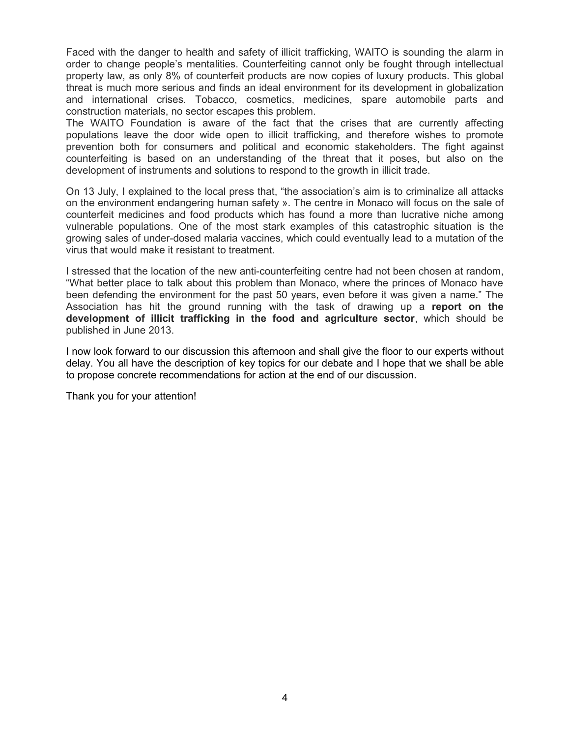Faced with the danger to health and safety of illicit trafficking, WAITO is sounding the alarm in order to change people's mentalities. Counterfeiting cannot only be fought through intellectual property law, as only 8% of counterfeit products are now copies of luxury products. This global threat is much more serious and finds an ideal environment for its development in globalization and international crises. Tobacco, cosmetics, medicines, spare automobile parts and construction materials, no sector escapes this problem.
The WAITO Foundation is aware of the fact that the crises that are currently affecting populations leave the door wide open to illicit trafficking, and therefore wishes to promote prevention both for consumers and political and economic stakeholders. The fight against counterfeiting is based on an understanding of the threat that it poses, but also on the development of instruments and solutions to respond to the growth in illicit trade.

On 13 July, I explained to the local press that, "the association's aim is to criminalize all attacks on the environment endangering human safety ». The centre in Monaco will focus on the sale of counterfeit medicines and food products which has found a more than lucrative niche among vulnerable populations. One of the most stark examples of this catastrophic situation is the growing sales of under-dosed malaria vaccines, which could eventually lead to a mutation of the virus that would make it resistant to treatment.

I stressed that the location of the new anti-counterfeiting centre had not been chosen at random, "What better place to talk about this problem than Monaco, where the princes of Monaco have been defending the environment for the past 50 years, even before it was given a name." The Association has hit the ground running with the task of drawing up a **report on the development of illicit trafficking in the food and agriculture sector**, which should be published in June 2013.

I now look forward to our discussion this afternoon and shall give the floor to our experts without delay. You all have the description of key topics for our debate and I hope that we shall be able to propose concrete recommendations for action at the end of our discussion.

Thank you for your attention!